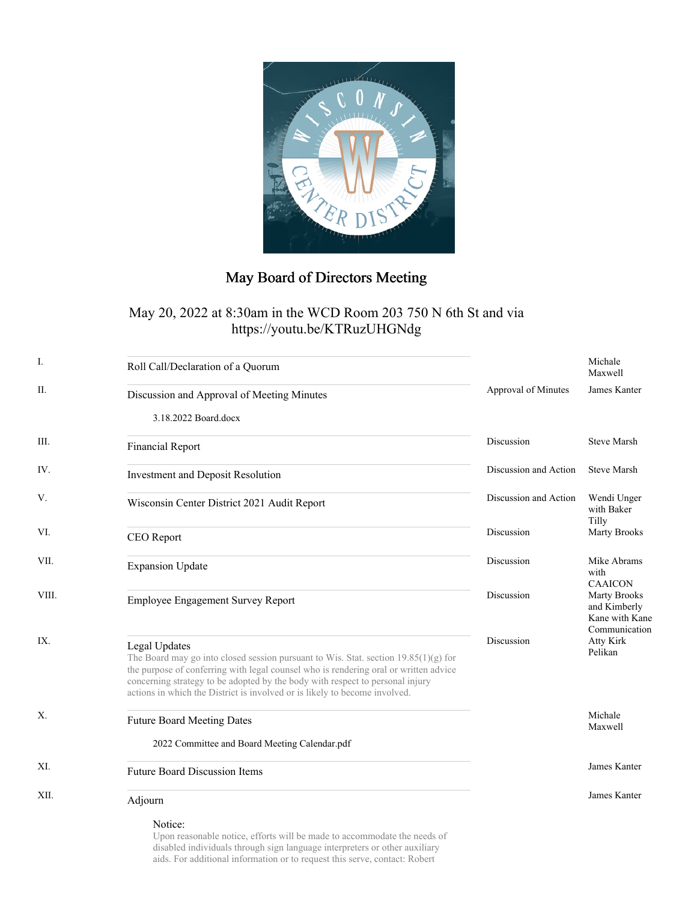# May Board of Directors Meeting

May 20, 2022 at 8:30am in the WCD Room 203 750 N 6th St and via https://youtu.be/KTRuzUHGNdg

| | | | |
|---|---|---|---|
| I. | Roll Call/Declaration of a Quorum | | Michale Maxwell |
| II. | Discussion and Approval of Meeting Minutes<br><br>3.18.2022 Board.docx | Approval of Minutes | James Kanter |
| III. | Financial Report | Discussion | Steve Marsh |
| IV. | Investment and Deposit Resolution | Discussion and Action | Steve Marsh |
| V. | Wisconsin Center District 2021 Audit Report | Discussion and Action | Wendi Unger with Baker Tilly |
| VI. | CEO Report | Discussion | Marty Brooks |
| VII. | Expansion Update | Discussion | Mike Abrams with CAAICON |
| VIII. | Employee Engagement Survey Report | Discussion | Marty Brooks and Kimberly Kane with Kane Communication |
| IX. | Legal Updates<br>The Board may go into closed session pursuant to Wis. Stat. section 19.85(1)(g) for the purpose of conferring with legal counsel who is rendering oral or written advice concerning strategy to be adopted by the body with respect to personal injury actions in which the District is involved or is likely to become involved. | Discussion | Atty Kirk Pelikan |
| X. | Future Board Meeting Dates<br><br>2022 Committee and Board Meeting Calendar.pdf | | Michale Maxwell |
| XI. | Future Board Discussion Items | | James Kanter |
| XII. | Adjourn | | James Kanter |

Notice:
Upon reasonable notice, efforts will be made to accommodate the needs of disabled individuals through sign language interpreters or other auxiliary aids. For additional information or to request this serve, contact: Robert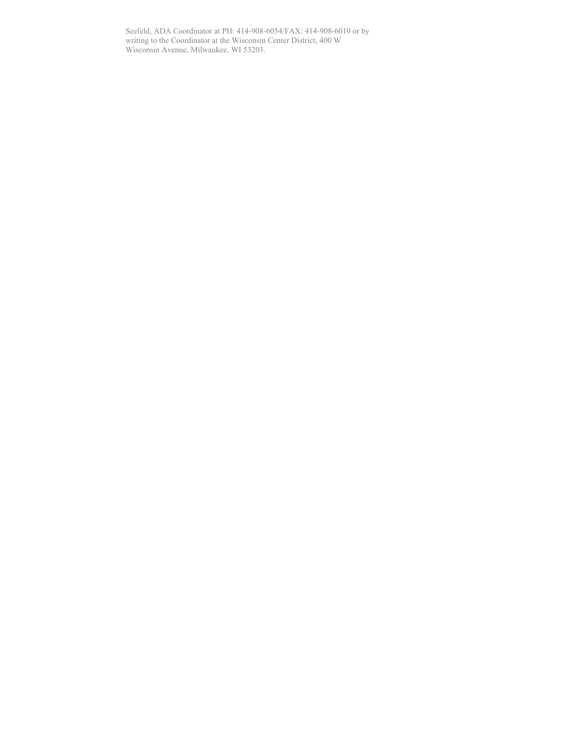Seefeld, ADA Coordinator at PH: 414-908-6054/FAX: 414-908-6010 or by writing to the Coordinator at the Wisconsin Center District, 400 W Wisconsin Avenue, Milwaukee, WI 53203.